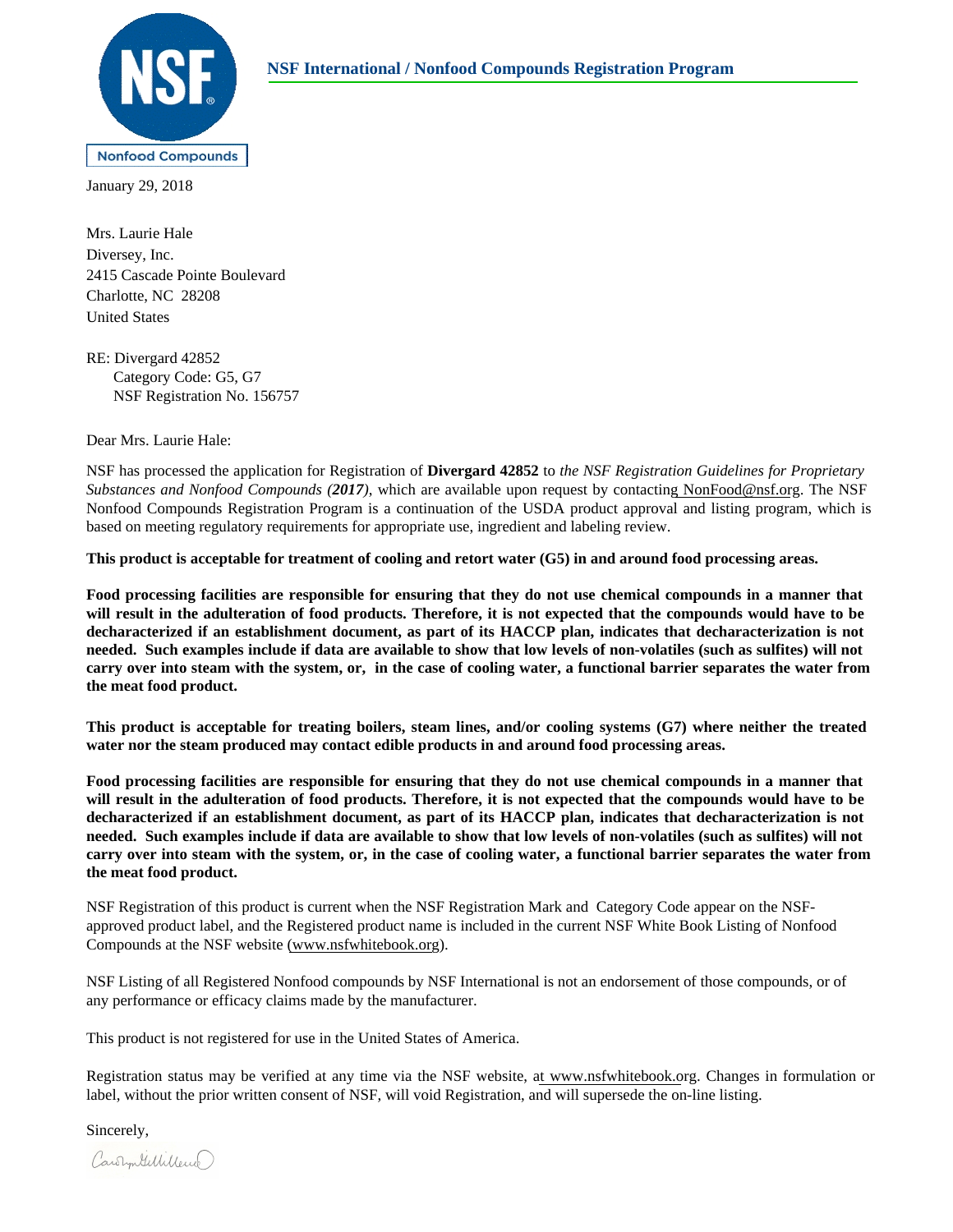NSF

Nonfood Compounds

**NSF International / Nonfood Compounds Registration Program**

January 29, 2018

Mrs. Laurie Hale
Diversey, Inc.
2415 Cascade Pointe Boulevard
Charlotte, NC 28208
United States

RE: Divergard 42852
Category Code: G5, G7
NSF Registration No. 156757

Dear Mrs. Laurie Hale:

NSF has processed the application for Registration of **Divergard 42852** to *the NSF Registration Guidelines for Proprietary Substances and Nonfood Compounds (**2017**)*, which are available upon request by contacting NonFood@nsf.org. The NSF Nonfood Compounds Registration Program is a continuation of the USDA product approval and listing program, which is based on meeting regulatory requirements for appropriate use, ingredient and labeling review.

**This product is acceptable for treatment of cooling and retort water (G5) in and around food processing areas.**

**Food processing facilities are responsible for ensuring that they do not use chemical compounds in a manner that will result in the adulteration of food products. Therefore, it is not expected that the compounds would have to be decharacterized if an establishment document, as part of its HACCP plan, indicates that decharacterization is not needed. Such examples include if data are available to show that low levels of non-volatiles (such as sulfites) will not carry over into steam with the system, or, in the case of cooling water, a functional barrier separates the water from the meat food product.**

**This product is acceptable for treating boilers, steam lines, and/or cooling systems (G7) where neither the treated water nor the steam produced may contact edible products in and around food processing areas.**

**Food processing facilities are responsible for ensuring that they do not use chemical compounds in a manner that will result in the adulteration of food products. Therefore, it is not expected that the compounds would have to be decharacterized if an establishment document, as part of its HACCP plan, indicates that decharacterization is not needed. Such examples include if data are available to show that low levels of non-volatiles (such as sulfites) will not carry over into steam with the system, or, in the case of cooling water, a functional barrier separates the water from the meat food product.**

NSF Registration of this product is current when the NSF Registration Mark and Category Code appear on the NSF-approved product label, and the Registered product name is included in the current NSF White Book Listing of Nonfood Compounds at the NSF website (www.nsfwhitebook.org).

NSF Listing of all Registered Nonfood compounds by NSF International is not an endorsement of those compounds, or of any performance or efficacy claims made by the manufacturer.

This product is not registered for use in the United States of America.

Registration status may be verified at any time via the NSF website, at www.nsfwhitebook.org. Changes in formulation or label, without the prior written consent of NSF, will void Registration, and will supersede the on-line listing.

Sincerely,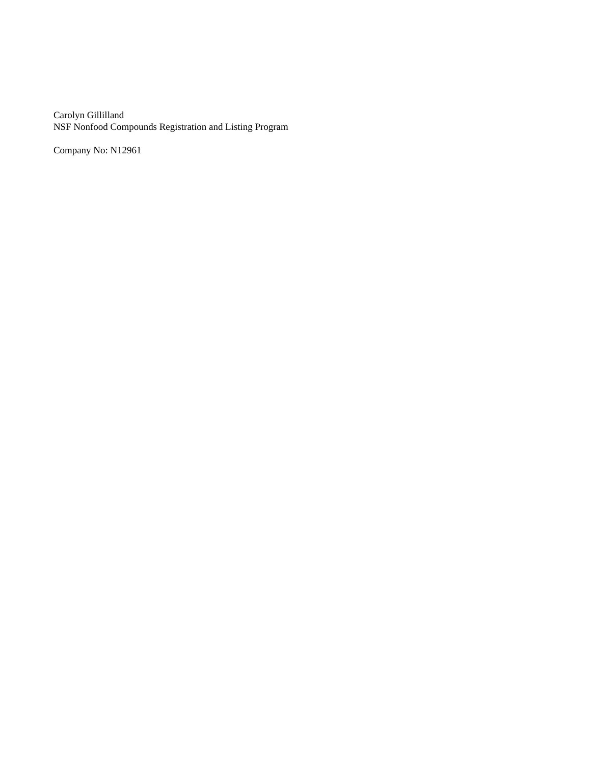Carolyn Gillilland
NSF Nonfood Compounds Registration and Listing Program

Company No: N12961